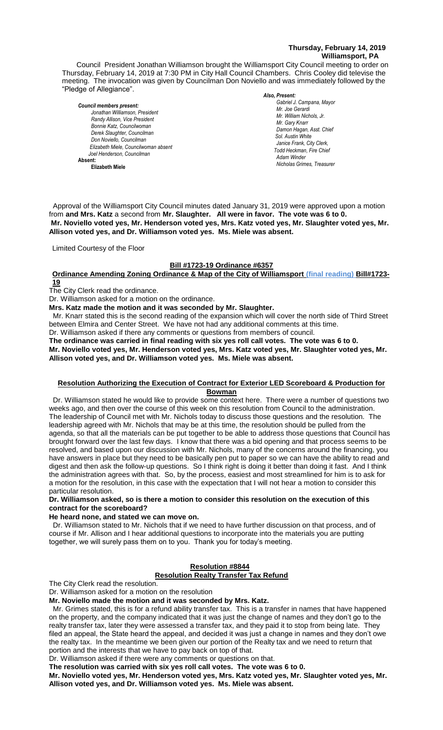**Thursday, February 14, 2019**
**Williamsport, PA**

Council President Jonathan Williamson brought the Williamsport City Council meeting to order on Thursday, February 14, 2019 at 7:30 PM in City Hall Council Chambers. Chris Cooley did televise the meeting. The invocation was given by Councilman Don Noviello and was immediately followed by the "Pledge of Allegiance".

***Council members present:***
*Jonathan Williamson, President*
*Randy Allison, Vice President*
*Bonnie Katz, Councilwoman*
*Derek Slaughter, Councilman*
*Don Noviello, Councilman*
*Elizabeth Miele, Councilwoman absent*
*Joel Henderson, Councilman*
**Absent:**
**Elizabeth Miele**

***Also, Present:***
*Gabriel J. Campana, Mayor*
*Mr. Joe Gerardi*
*Mr. William Nichols, Jr.*
*Mr. Gary Knarr*
*Damon Hagan, Asst. Chief*
*Sol. Austin White*
*Janice Frank, City Clerk,*
*Todd Heckman, Fire Chief*
*Adam Winder*
*Nicholas Grimes, Treasurer*

Approval of the Williamsport City Council minutes dated January 31, 2019 were approved upon a motion from **and Mrs. Katz** a second from **Mr. Slaughter. All were in favor. The vote was 6 to 0. Mr. Noviello voted yes, Mr. Henderson voted yes, Mrs. Katz voted yes, Mr. Slaughter voted yes, Mr. Allison voted yes, and Dr. Williamson voted yes. Ms. Miele was absent.**

Limited Courtesy of the Floor

**Bill #1723-19 Ordinance #6357**

**Ordinance Amending Zoning Ordinance & Map of the City of Williamsport (final reading) Bill#1723-19**

The City Clerk read the ordinance.

Dr. Williamson asked for a motion on the ordinance.

**Mrs. Katz made the motion and it was seconded by Mr. Slaughter.**

Mr. Knarr stated this is the second reading of the expansion which will cover the north side of Third Street between Elmira and Center Street. We have not had any additional comments at this time.

Dr. Williamson asked if there any comments or questions from members of council.

**The ordinance was carried in final reading with six yes roll call votes. The vote was 6 to 0. Mr. Noviello voted yes, Mr. Henderson voted yes, Mrs. Katz voted yes, Mr. Slaughter voted yes, Mr. Allison voted yes, and Dr. Williamson voted yes. Ms. Miele was absent.**

**Resolution Authorizing the Execution of Contract for Exterior LED Scoreboard & Production for Bowman**

Dr. Williamson stated he would like to provide some context here. There were a number of questions two weeks ago, and then over the course of this week on this resolution from Council to the administration. The leadership of Council met with Mr. Nichols today to discuss those questions and the resolution. The leadership agreed with Mr. Nichols that may be at this time, the resolution should be pulled from the agenda, so that all the materials can be put together to be able to address those questions that Council has brought forward over the last few days. I know that there was a bid opening and that process seems to be resolved, and based upon our discussion with Mr. Nichols, many of the concerns around the financing, you have answers in place but they need to be basically pen put to paper so we can have the ability to read and digest and then ask the follow-up questions. So I think right is doing it better than doing it fast. And I think the administration agrees with that. So, by the process, easiest and most streamlined for him is to ask for a motion for the resolution, in this case with the expectation that I will not hear a motion to consider this particular resolution.

**Dr. Williamson asked, so is there a motion to consider this resolution on the execution of this contract for the scoreboard?**

**He heard none, and stated we can move on.**

Dr. Williamson stated to Mr. Nichols that if we need to have further discussion on that process, and of course if Mr. Allison and I hear additional questions to incorporate into the materials you are putting together, we will surely pass them on to you. Thank you for today's meeting.

**Resolution #8844**
**Resolution Realty Transfer Tax Refund**

The City Clerk read the resolution.

Dr. Williamson asked for a motion on the resolution

**Mr. Noviello made the motion and it was seconded by Mrs. Katz.**

Mr. Grimes stated, this is for a refund ability transfer tax. This is a transfer in names that have happened on the property, and the company indicated that it was just the change of names and they don't go to the realty transfer tax, later they were assessed a transfer tax, and they paid it to stop from being late. They filed an appeal, the State heard the appeal, and decided it was just a change in names and they don't owe the realty tax. In the meantime we been given our portion of the Realty tax and we need to return that portion and the interests that we have to pay back on top of that.

Dr. Williamson asked if there were any comments or questions on that.

**The resolution was carried with six yes roll call votes. The vote was 6 to 0. Mr. Noviello voted yes, Mr. Henderson voted yes, Mrs. Katz voted yes, Mr. Slaughter voted yes, Mr. Allison voted yes, and Dr. Williamson voted yes. Ms. Miele was absent.**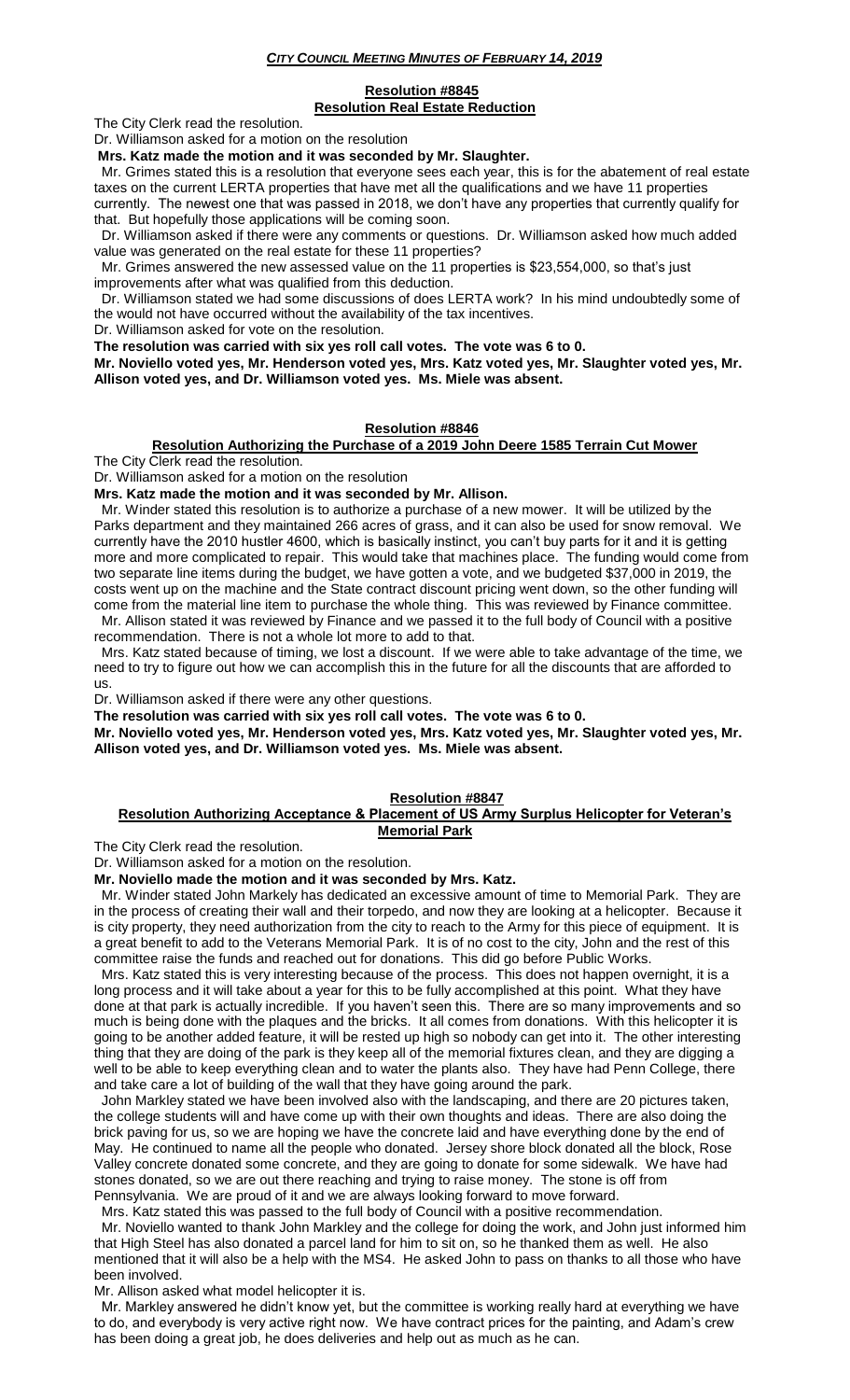***CITY COUNCIL MEETING MINUTES OF FEBRUARY 14, 2019***

**Resolution #8845**
**Resolution Real Estate Reduction**

The City Clerk read the resolution.

Dr. Williamson asked for a motion on the resolution

**Mrs. Katz made the motion and it was seconded by Mr. Slaughter.**

Mr. Grimes stated this is a resolution that everyone sees each year, this is for the abatement of real estate taxes on the current LERTA properties that have met all the qualifications and we have 11 properties currently. The newest one that was passed in 2018, we don't have any properties that currently qualify for that. But hopefully those applications will be coming soon.

Dr. Williamson asked if there were any comments or questions. Dr. Williamson asked how much added value was generated on the real estate for these 11 properties?

Mr. Grimes answered the new assessed value on the 11 properties is $23,554,000, so that's just improvements after what was qualified from this deduction.

Dr. Williamson stated we had some discussions of does LERTA work? In his mind undoubtedly some of the would not have occurred without the availability of the tax incentives.

Dr. Williamson asked for vote on the resolution.

**The resolution was carried with six yes roll call votes. The vote was 6 to 0.**

**Mr. Noviello voted yes, Mr. Henderson voted yes, Mrs. Katz voted yes, Mr. Slaughter voted yes, Mr. Allison voted yes, and Dr. Williamson voted yes. Ms. Miele was absent.**

**Resolution #8846**
**Resolution Authorizing the Purchase of a 2019 John Deere 1585 Terrain Cut Mower**

The City Clerk read the resolution.

Dr. Williamson asked for a motion on the resolution

**Mrs. Katz made the motion and it was seconded by Mr. Allison.**

Mr. Winder stated this resolution is to authorize a purchase of a new mower. It will be utilized by the Parks department and they maintained 266 acres of grass, and it can also be used for snow removal. We currently have the 2010 hustler 4600, which is basically instinct, you can't buy parts for it and it is getting more and more complicated to repair. This would take that machines place. The funding would come from two separate line items during the budget, we have gotten a vote, and we budgeted $37,000 in 2019, the costs went up on the machine and the State contract discount pricing went down, so the other funding will come from the material line item to purchase the whole thing. This was reviewed by Finance committee.

Mr. Allison stated it was reviewed by Finance and we passed it to the full body of Council with a positive recommendation. There is not a whole lot more to add to that.

Mrs. Katz stated because of timing, we lost a discount. If we were able to take advantage of the time, we need to try to figure out how we can accomplish this in the future for all the discounts that are afforded to us.

Dr. Williamson asked if there were any other questions.

**The resolution was carried with six yes roll call votes. The vote was 6 to 0.**

**Mr. Noviello voted yes, Mr. Henderson voted yes, Mrs. Katz voted yes, Mr. Slaughter voted yes, Mr. Allison voted yes, and Dr. Williamson voted yes. Ms. Miele was absent.**

**Resolution #8847**
**Resolution Authorizing Acceptance & Placement of US Army Surplus Helicopter for Veteran's Memorial Park**

The City Clerk read the resolution.

Dr. Williamson asked for a motion on the resolution.

**Mr. Noviello made the motion and it was seconded by Mrs. Katz.**

Mr. Winder stated John Markely has dedicated an excessive amount of time to Memorial Park. They are in the process of creating their wall and their torpedo, and now they are looking at a helicopter. Because it is city property, they need authorization from the city to reach to the Army for this piece of equipment. It is a great benefit to add to the Veterans Memorial Park. It is of no cost to the city, John and the rest of this committee raise the funds and reached out for donations. This did go before Public Works.

Mrs. Katz stated this is very interesting because of the process. This does not happen overnight, it is a long process and it will take about a year for this to be fully accomplished at this point. What they have done at that park is actually incredible. If you haven't seen this. There are so many improvements and so much is being done with the plaques and the bricks. It all comes from donations. With this helicopter it is going to be another added feature, it will be rested up high so nobody can get into it. The other interesting thing that they are doing of the park is they keep all of the memorial fixtures clean, and they are digging a well to be able to keep everything clean and to water the plants also. They have had Penn College, there and take care a lot of building of the wall that they have going around the park.

John Markley stated we have been involved also with the landscaping, and there are 20 pictures taken, the college students will and have come up with their own thoughts and ideas. There are also doing the brick paving for us, so we are hoping we have the concrete laid and have everything done by the end of May. He continued to name all the people who donated. Jersey shore block donated all the block, Rose Valley concrete donated some concrete, and they are going to donate for some sidewalk. We have had stones donated, so we are out there reaching and trying to raise money. The stone is off from Pennsylvania. We are proud of it and we are always looking forward to move forward.

Mrs. Katz stated this was passed to the full body of Council with a positive recommendation.

Mr. Noviello wanted to thank John Markley and the college for doing the work, and John just informed him that High Steel has also donated a parcel land for him to sit on, so he thanked them as well. He also mentioned that it will also be a help with the MS4. He asked John to pass on thanks to all those who have been involved.

Mr. Allison asked what model helicopter it is.

Mr. Markley answered he didn't know yet, but the committee is working really hard at everything we have to do, and everybody is very active right now. We have contract prices for the painting, and Adam's crew has been doing a great job, he does deliveries and help out as much as he can.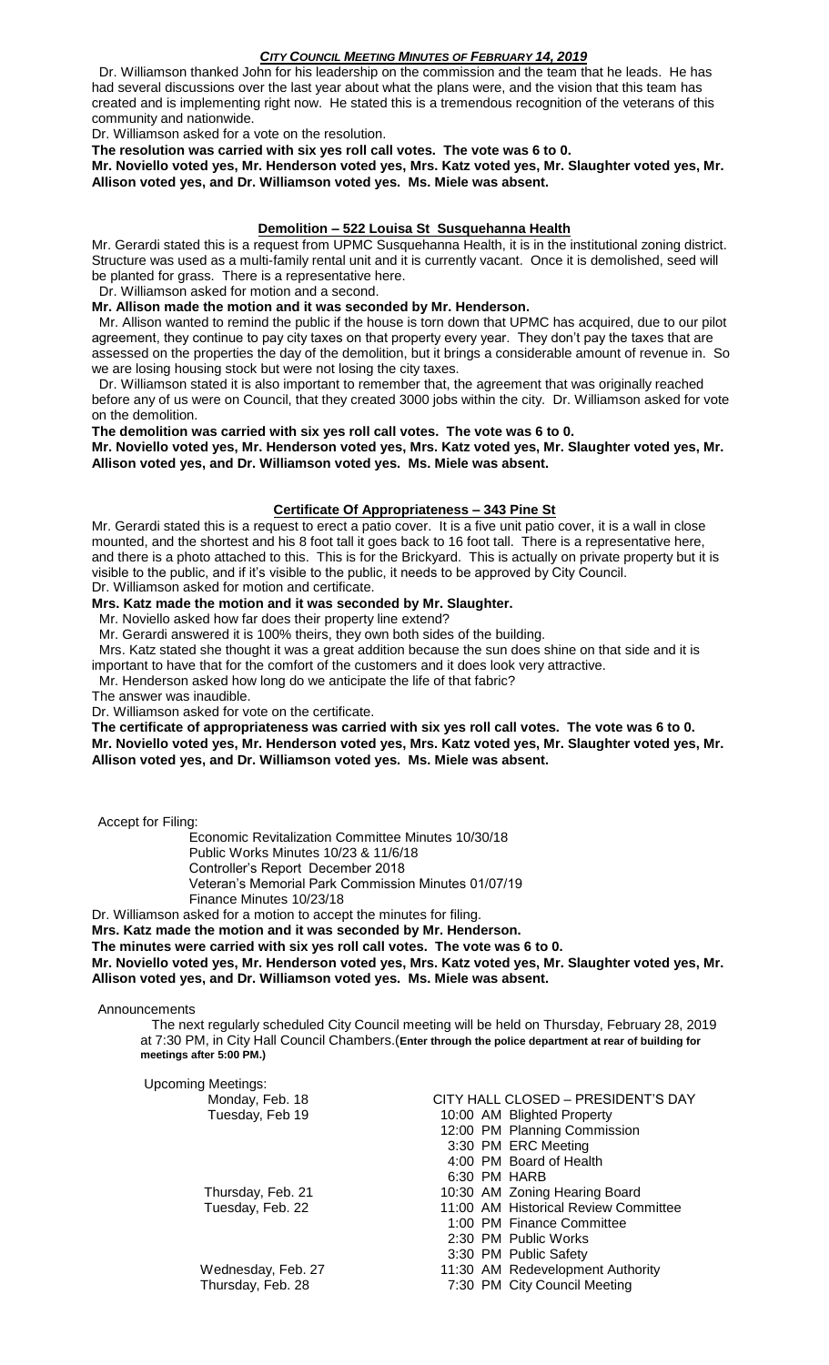Dr. Williamson thanked John for his leadership on the commission and the team that he leads. He has had several discussions over the last year about what the plans were, and the vision that this team has created and is implementing right now. He stated this is a tremendous recognition of the veterans of this community and nationwide.

Dr. Williamson asked for a vote on the resolution.

**The resolution was carried with six yes roll call votes. The vote was 6 to 0.**

**Mr. Noviello voted yes, Mr. Henderson voted yes, Mrs. Katz voted yes, Mr. Slaughter voted yes, Mr. Allison voted yes, and Dr. Williamson voted yes. Ms. Miele was absent.**

## Demolition – 522 Louisa St Susquehanna Health

Mr. Gerardi stated this is a request from UPMC Susquehanna Health, it is in the institutional zoning district. Structure was used as a multi-family rental unit and it is currently vacant. Once it is demolished, seed will be planted for grass. There is a representative here.

Dr. Williamson asked for motion and a second.

**Mr. Allison made the motion and it was seconded by Mr. Henderson.**

Mr. Allison wanted to remind the public if the house is torn down that UPMC has acquired, due to our pilot agreement, they continue to pay city taxes on that property every year. They don't pay the taxes that are assessed on the properties the day of the demolition, but it brings a considerable amount of revenue in. So we are losing housing stock but were not losing the city taxes.

Dr. Williamson stated it is also important to remember that, the agreement that was originally reached before any of us were on Council, that they created 3000 jobs within the city. Dr. Williamson asked for vote on the demolition.

**The demolition was carried with six yes roll call votes. The vote was 6 to 0.**

**Mr. Noviello voted yes, Mr. Henderson voted yes, Mrs. Katz voted yes, Mr. Slaughter voted yes, Mr. Allison voted yes, and Dr. Williamson voted yes. Ms. Miele was absent.**

## Certificate Of Appropriateness – 343 Pine St

Mr. Gerardi stated this is a request to erect a patio cover. It is a five unit patio cover, it is a wall in close mounted, and the shortest and his 8 foot tall it goes back to 16 foot tall. There is a representative here, and there is a photo attached to this. This is for the Brickyard. This is actually on private property but it is visible to the public, and if it's visible to the public, it needs to be approved by City Council.

Dr. Williamson asked for motion and certificate.

**Mrs. Katz made the motion and it was seconded by Mr. Slaughter.**

Mr. Noviello asked how far does their property line extend?

Mr. Gerardi answered it is 100% theirs, they own both sides of the building.

Mrs. Katz stated she thought it was a great addition because the sun does shine on that side and it is important to have that for the comfort of the customers and it does look very attractive.

Mr. Henderson asked how long do we anticipate the life of that fabric?

The answer was inaudible.

Dr. Williamson asked for vote on the certificate.

**The certificate of appropriateness was carried with six yes roll call votes. The vote was 6 to 0.**

**Mr. Noviello voted yes, Mr. Henderson voted yes, Mrs. Katz voted yes, Mr. Slaughter voted yes, Mr. Allison voted yes, and Dr. Williamson voted yes. Ms. Miele was absent.**

Accept for Filing:

- Economic Revitalization Committee Minutes 10/30/18
- Public Works Minutes 10/23 & 11/6/18
- Controller's Report December 2018
- Veteran's Memorial Park Commission Minutes 01/07/19
- Finance Minutes 10/23/18

Dr. Williamson asked for a motion to accept the minutes for filing.

**Mrs. Katz made the motion and it was seconded by Mr. Henderson.**

**The minutes were carried with six yes roll call votes. The vote was 6 to 0.**

**Mr. Noviello voted yes, Mr. Henderson voted yes, Mrs. Katz voted yes, Mr. Slaughter voted yes, Mr. Allison voted yes, and Dr. Williamson voted yes. Ms. Miele was absent.**

Announcements

The next regularly scheduled City Council meeting will be held on Thursday, February 28, 2019 at 7:30 PM, in City Hall Council Chambers.(**Enter through the police department at rear of building for meetings after 5:00 PM.)**

Upcoming Meetings:

| | |
|---|---|
| Monday, Feb. 18 | CITY HALL CLOSED – PRESIDENT'S DAY |
| Tuesday, Feb 19 | 10:00 AM Blighted Property |
| | 12:00 PM Planning Commission |
| | 3:30 PM ERC Meeting |
| | 4:00 PM Board of Health |
| | 6:30 PM HARB |
| Thursday, Feb. 21 | 10:30 AM Zoning Hearing Board |
| Tuesday, Feb. 22 | 11:00 AM Historical Review Committee |
| | 1:00 PM Finance Committee |
| | 2:30 PM Public Works |
| | 3:30 PM Public Safety |
| Wednesday, Feb. 27 | 11:30 AM Redevelopment Authority |
| Thursday, Feb. 28 | 7:30 PM City Council Meeting |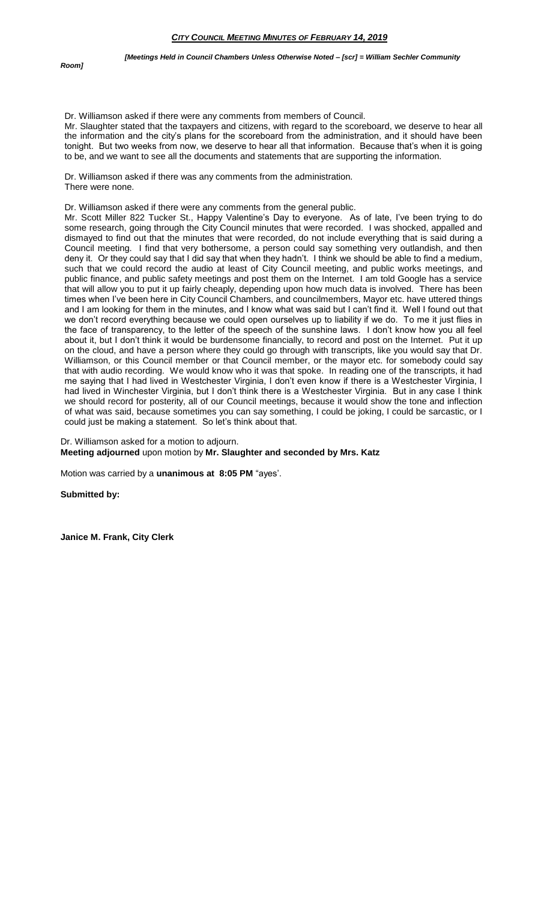Dr. Williamson asked if there were any comments from members of Council.

Mr. Slaughter stated that the taxpayers and citizens, with regard to the scoreboard, we deserve to hear all the information and the city's plans for the scoreboard from the administration, and it should have been tonight. But two weeks from now, we deserve to hear all that information. Because that's when it is going to be, and we want to see all the documents and statements that are supporting the information.

Dr. Williamson asked if there was any comments from the administration.

There were none.

Dr. Williamson asked if there were any comments from the general public.

Mr. Scott Miller 822 Tucker St., Happy Valentine's Day to everyone. As of late, I've been trying to do some research, going through the City Council minutes that were recorded. I was shocked, appalled and dismayed to find out that the minutes that were recorded, do not include everything that is said during a Council meeting. I find that very bothersome, a person could say something very outlandish, and then deny it. Or they could say that I did say that when they hadn't. I think we should be able to find a medium, such that we could record the audio at least of City Council meeting, and public works meetings, and public finance, and public safety meetings and post them on the Internet. I am told Google has a service that will allow you to put it up fairly cheaply, depending upon how much data is involved. There has been times when I've been here in City Council Chambers, and councilmembers, Mayor etc. have uttered things and I am looking for them in the minutes, and I know what was said but I can't find it. Well I found out that we don't record everything because we could open ourselves up to liability if we do. To me it just flies in the face of transparency, to the letter of the speech of the sunshine laws. I don't know how you all feel about it, but I don't think it would be burdensome financially, to record and post on the Internet. Put it up on the cloud, and have a person where they could go through with transcripts, like you would say that Dr. Williamson, or this Council member or that Council member, or the mayor etc. for somebody could say that with audio recording. We would know who it was that spoke. In reading one of the transcripts, it had me saying that I had lived in Westchester Virginia, I don't even know if there is a Westchester Virginia, I had lived in Winchester Virginia, but I don't think there is a Westchester Virginia. But in any case I think we should record for posterity, all of our Council meetings, because it would show the tone and inflection of what was said, because sometimes you can say something, I could be joking, I could be sarcastic, or I could just be making a statement. So let's think about that.

Dr. Williamson asked for a motion to adjourn.

**Meeting adjourned** upon motion by **Mr. Slaughter and seconded by Mrs. Katz**

Motion was carried by a **unanimous at 8:05 PM** "ayes'.

**Submitted by:**

**Janice M. Frank, City Clerk**